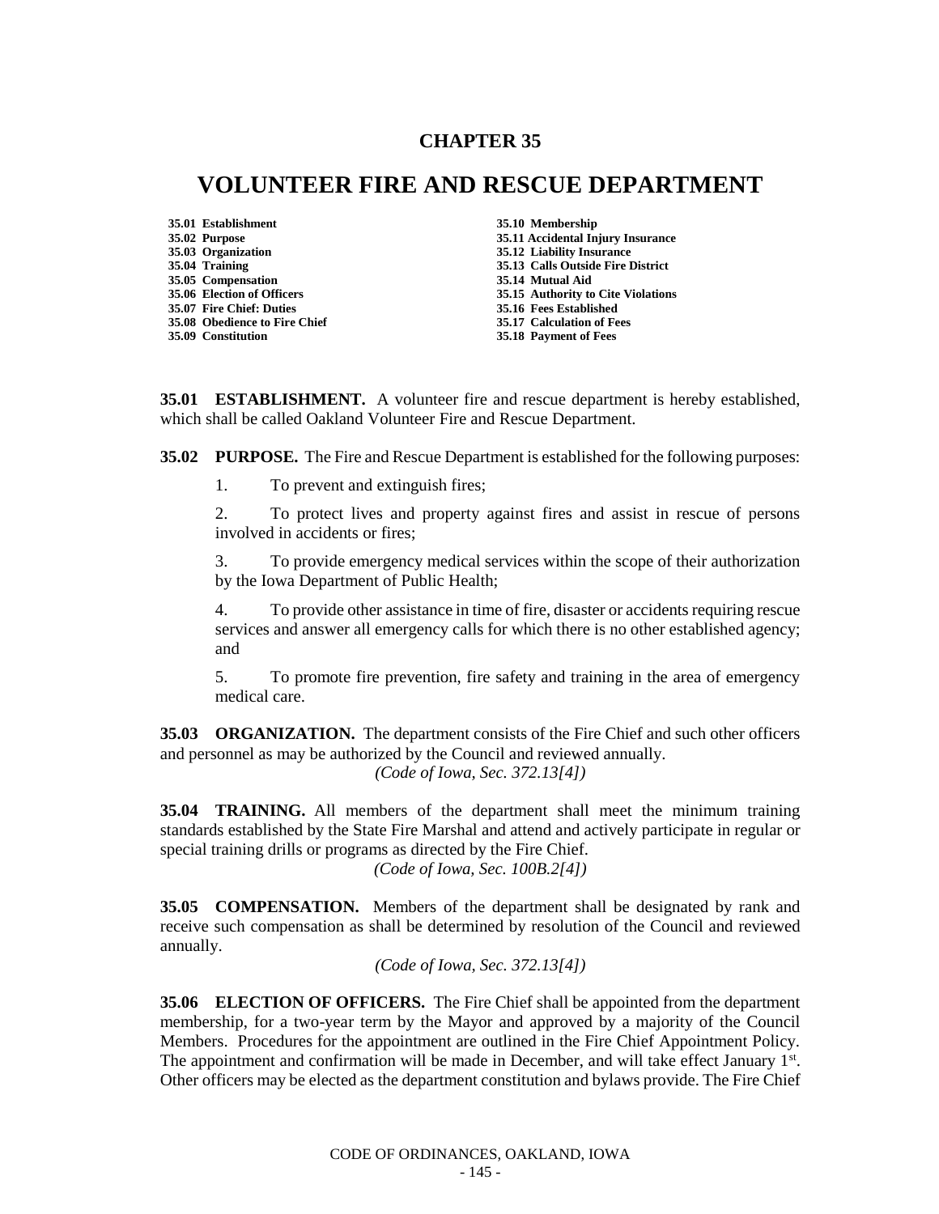# CHAPTER 35

# VOLUNTEER FIRE AND RESCUE DEPARTMENT

**35.01 Establishment**
**35.02 Purpose**
**35.03 Organization**
**35.04 Training**
**35.05 Compensation**
**35.06 Election of Officers**
**35.07 Fire Chief: Duties**
**35.08 Obedience to Fire Chief**
**35.09 Constitution**
**35.10 Membership**
**35.11 Accidental Injury Insurance**
**35.12 Liability Insurance**
**35.13 Calls Outside Fire District**
**35.14 Mutual Aid**
**35.15 Authority to Cite Violations**
**35.16 Fees Established**
**35.17 Calculation of Fees**
**35.18 Payment of Fees**

**35.01 ESTABLISHMENT.** A volunteer fire and rescue department is hereby established, which shall be called Oakland Volunteer Fire and Rescue Department.

**35.02 PURPOSE.** The Fire and Rescue Department is established for the following purposes:

1. To prevent and extinguish fires;

2. To protect lives and property against fires and assist in rescue of persons involved in accidents or fires;

3. To provide emergency medical services within the scope of their authorization by the Iowa Department of Public Health;

4. To provide other assistance in time of fire, disaster or accidents requiring rescue services and answer all emergency calls for which there is no other established agency; and

5. To promote fire prevention, fire safety and training in the area of emergency medical care.

**35.03 ORGANIZATION.** The department consists of the Fire Chief and such other officers and personnel as may be authorized by the Council and reviewed annually.

*(Code of Iowa, Sec. 372.13[4])*

**35.04 TRAINING.** All members of the department shall meet the minimum training standards established by the State Fire Marshal and attend and actively participate in regular or special training drills or programs as directed by the Fire Chief.

*(Code of Iowa, Sec. 100B.2[4])*

**35.05 COMPENSATION.** Members of the department shall be designated by rank and receive such compensation as shall be determined by resolution of the Council and reviewed annually.

*(Code of Iowa, Sec. 372.13[4])*

**35.06 ELECTION OF OFFICERS.** The Fire Chief shall be appointed from the department membership, for a two-year term by the Mayor and approved by a majority of the Council Members. Procedures for the appointment are outlined in the Fire Chief Appointment Policy. The appointment and confirmation will be made in December, and will take effect January 1st. Other officers may be elected as the department constitution and bylaws provide. The Fire Chief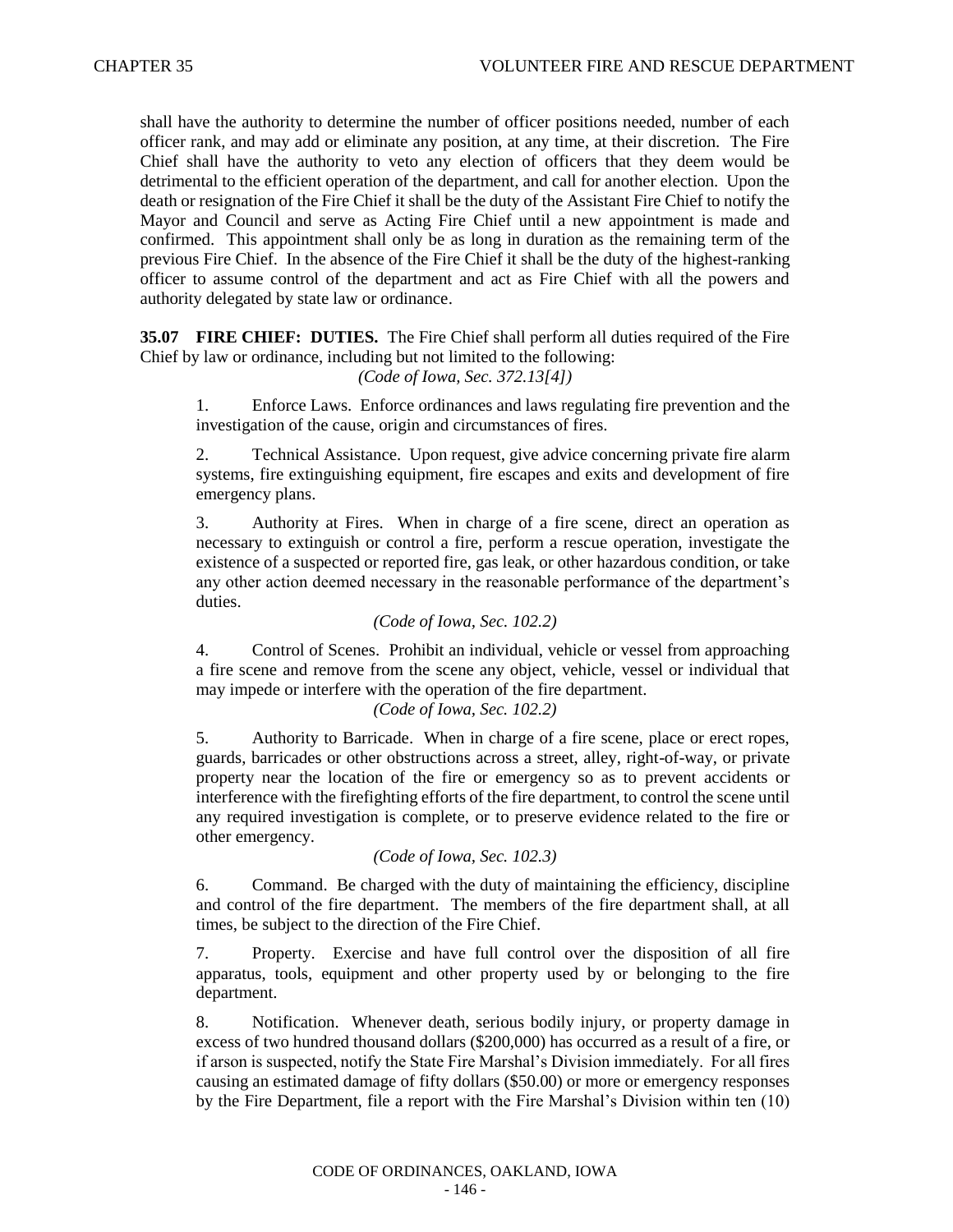shall have the authority to determine the number of officer positions needed, number of each officer rank, and may add or eliminate any position, at any time, at their discretion. The Fire Chief shall have the authority to veto any election of officers that they deem would be detrimental to the efficient operation of the department, and call for another election. Upon the death or resignation of the Fire Chief it shall be the duty of the Assistant Fire Chief to notify the Mayor and Council and serve as Acting Fire Chief until a new appointment is made and confirmed. This appointment shall only be as long in duration as the remaining term of the previous Fire Chief. In the absence of the Fire Chief it shall be the duty of the highest-ranking officer to assume control of the department and act as Fire Chief with all the powers and authority delegated by state law or ordinance.

**35.07 FIRE CHIEF: DUTIES.** The Fire Chief shall perform all duties required of the Fire Chief by law or ordinance, including but not limited to the following:

*(Code of Iowa, Sec. 372.13[4])*

1. Enforce Laws. Enforce ordinances and laws regulating fire prevention and the investigation of the cause, origin and circumstances of fires.

2. Technical Assistance. Upon request, give advice concerning private fire alarm systems, fire extinguishing equipment, fire escapes and exits and development of fire emergency plans.

3. Authority at Fires. When in charge of a fire scene, direct an operation as necessary to extinguish or control a fire, perform a rescue operation, investigate the existence of a suspected or reported fire, gas leak, or other hazardous condition, or take any other action deemed necessary in the reasonable performance of the department's duties.

*(Code of Iowa, Sec. 102.2)*

4. Control of Scenes. Prohibit an individual, vehicle or vessel from approaching a fire scene and remove from the scene any object, vehicle, vessel or individual that may impede or interfere with the operation of the fire department.

*(Code of Iowa, Sec. 102.2)*

5. Authority to Barricade. When in charge of a fire scene, place or erect ropes, guards, barricades or other obstructions across a street, alley, right-of-way, or private property near the location of the fire or emergency so as to prevent accidents or interference with the firefighting efforts of the fire department, to control the scene until any required investigation is complete, or to preserve evidence related to the fire or other emergency.

*(Code of Iowa, Sec. 102.3)*

6. Command. Be charged with the duty of maintaining the efficiency, discipline and control of the fire department. The members of the fire department shall, at all times, be subject to the direction of the Fire Chief.

7. Property. Exercise and have full control over the disposition of all fire apparatus, tools, equipment and other property used by or belonging to the fire department.

8. Notification. Whenever death, serious bodily injury, or property damage in excess of two hundred thousand dollars ($200,000) has occurred as a result of a fire, or if arson is suspected, notify the State Fire Marshal's Division immediately. For all fires causing an estimated damage of fifty dollars ($50.00) or more or emergency responses by the Fire Department, file a report with the Fire Marshal's Division within ten (10)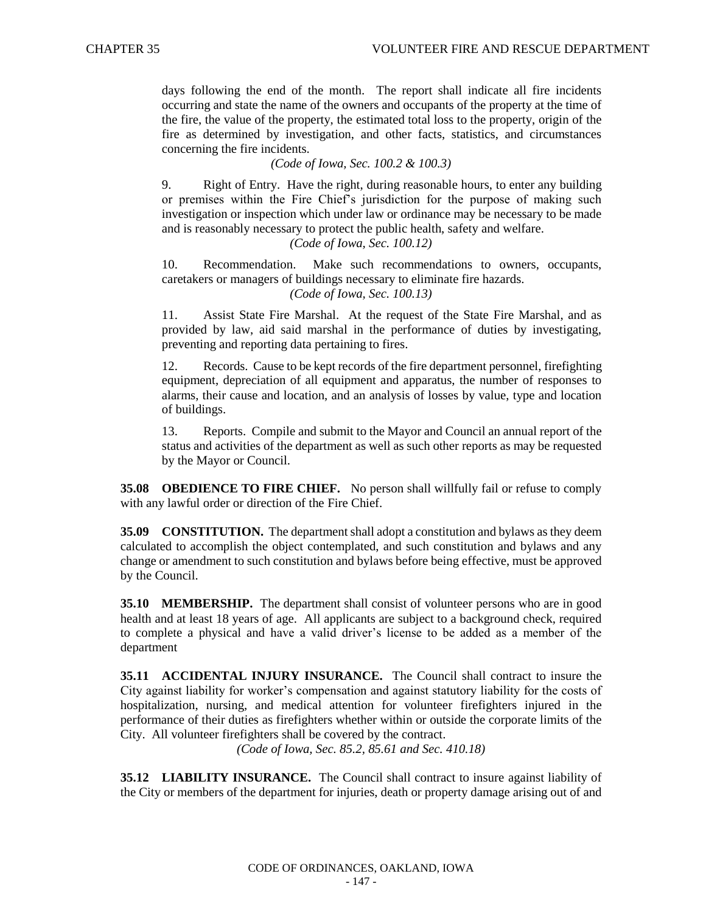days following the end of the month. The report shall indicate all fire incidents occurring and state the name of the owners and occupants of the property at the time of the fire, the value of the property, the estimated total loss to the property, origin of the fire as determined by investigation, and other facts, statistics, and circumstances concerning the fire incidents.

*(Code of Iowa, Sec. 100.2 & 100.3)*

9. Right of Entry. Have the right, during reasonable hours, to enter any building or premises within the Fire Chief's jurisdiction for the purpose of making such investigation or inspection which under law or ordinance may be necessary to be made and is reasonably necessary to protect the public health, safety and welfare.

*(Code of Iowa, Sec. 100.12)*

10. Recommendation. Make such recommendations to owners, occupants, caretakers or managers of buildings necessary to eliminate fire hazards.

*(Code of Iowa, Sec. 100.13)*

11. Assist State Fire Marshal. At the request of the State Fire Marshal, and as provided by law, aid said marshal in the performance of duties by investigating, preventing and reporting data pertaining to fires.

12. Records. Cause to be kept records of the fire department personnel, firefighting equipment, depreciation of all equipment and apparatus, the number of responses to alarms, their cause and location, and an analysis of losses by value, type and location of buildings.

13. Reports. Compile and submit to the Mayor and Council an annual report of the status and activities of the department as well as such other reports as may be requested by the Mayor or Council.

**35.08 OBEDIENCE TO FIRE CHIEF.** No person shall willfully fail or refuse to comply with any lawful order or direction of the Fire Chief.

**35.09 CONSTITUTION.** The department shall adopt a constitution and bylaws as they deem calculated to accomplish the object contemplated, and such constitution and bylaws and any change or amendment to such constitution and bylaws before being effective, must be approved by the Council.

**35.10 MEMBERSHIP.** The department shall consist of volunteer persons who are in good health and at least 18 years of age. All applicants are subject to a background check, required to complete a physical and have a valid driver's license to be added as a member of the department

**35.11 ACCIDENTAL INJURY INSURANCE.** The Council shall contract to insure the City against liability for worker's compensation and against statutory liability for the costs of hospitalization, nursing, and medical attention for volunteer firefighters injured in the performance of their duties as firefighters whether within or outside the corporate limits of the City. All volunteer firefighters shall be covered by the contract.

*(Code of Iowa, Sec. 85.2, 85.61 and Sec. 410.18)*

**35.12 LIABILITY INSURANCE.** The Council shall contract to insure against liability of the City or members of the department for injuries, death or property damage arising out of and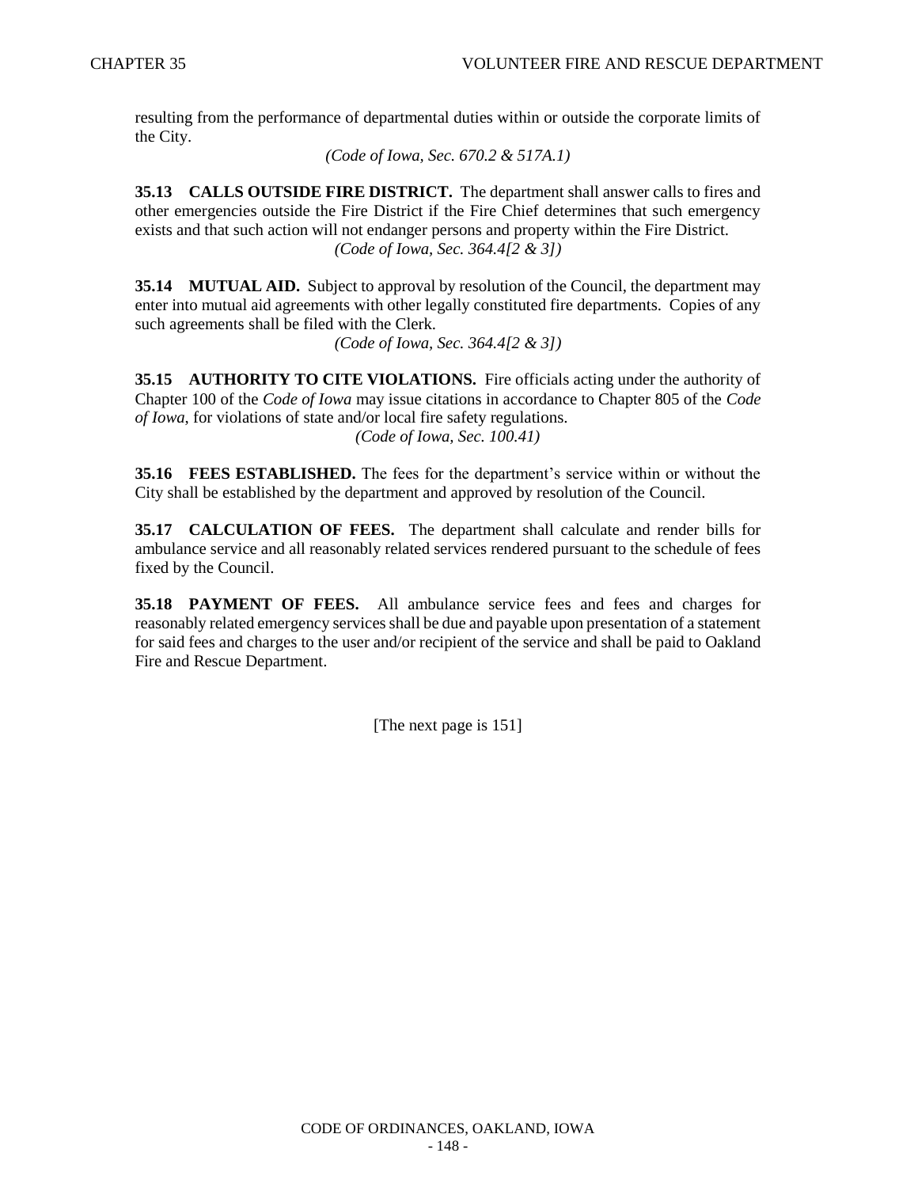resulting from the performance of departmental duties within or outside the corporate limits of the City.

*(Code of Iowa, Sec. 670.2 & 517A.1)*

**35.13 CALLS OUTSIDE FIRE DISTRICT.** The department shall answer calls to fires and other emergencies outside the Fire District if the Fire Chief determines that such emergency exists and that such action will not endanger persons and property within the Fire District.

*(Code of Iowa, Sec. 364.4[2 & 3])*

**35.14 MUTUAL AID.** Subject to approval by resolution of the Council, the department may enter into mutual aid agreements with other legally constituted fire departments. Copies of any such agreements shall be filed with the Clerk.

*(Code of Iowa, Sec. 364.4[2 & 3])*

**35.15 AUTHORITY TO CITE VIOLATIONS.** Fire officials acting under the authority of Chapter 100 of the *Code of Iowa* may issue citations in accordance to Chapter 805 of the *Code of Iowa*, for violations of state and/or local fire safety regulations.

*(Code of Iowa, Sec. 100.41)*

**35.16 FEES ESTABLISHED.** The fees for the department's service within or without the City shall be established by the department and approved by resolution of the Council.

**35.17 CALCULATION OF FEES.** The department shall calculate and render bills for ambulance service and all reasonably related services rendered pursuant to the schedule of fees fixed by the Council.

**35.18 PAYMENT OF FEES.** All ambulance service fees and fees and charges for reasonably related emergency services shall be due and payable upon presentation of a statement for said fees and charges to the user and/or recipient of the service and shall be paid to Oakland Fire and Rescue Department.

[The next page is 151]